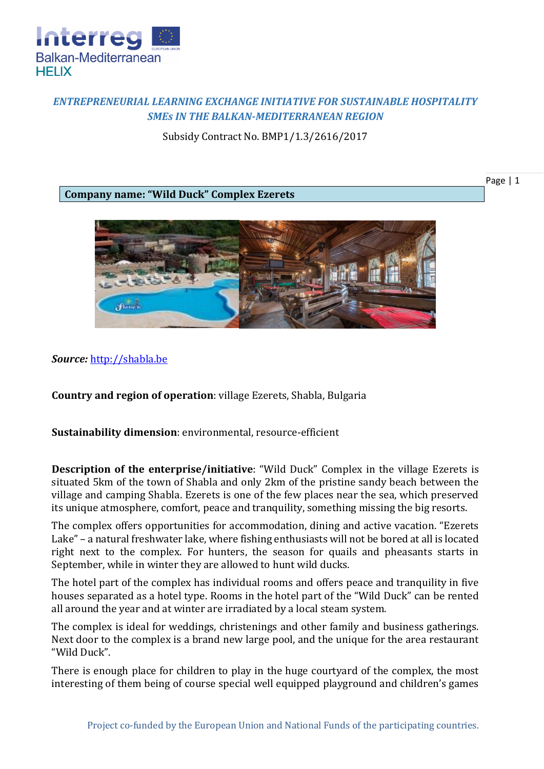## *ENTREPRENEURIAL LEARNING EXCHANGE INITIATIVE FOR SUSTAINABLE HOSPITALITY SMEs IN THE BALKAN-MEDITERRANEAN REGION*

Subsidy Contract No. BMP1/1.3/2616/2017

**Company name: "Wild Duck" Complex Ezerets**

***Source:*** http://shabla.be

**Country and region of operation**: village Ezerets, Shabla, Bulgaria

**Sustainability dimension**: environmental, resource-efficient

**Description of the enterprise/initiative**: "Wild Duck" Complex in the village Ezerets is situated 5km of the town of Shabla and only 2km of the pristine sandy beach between the village and camping Shabla. Ezerets is one of the few places near the sea, which preserved its unique atmosphere, comfort, peace and tranquility, something missing the big resorts.

The complex offers opportunities for accommodation, dining and active vacation. "Ezerets Lake" – a natural freshwater lake, where fishing enthusiasts will not be bored at all is located right next to the complex. For hunters, the season for quails and pheasants starts in September, while in winter they are allowed to hunt wild ducks.

The hotel part of the complex has individual rooms and offers peace and tranquility in five houses separated as a hotel type. Rooms in the hotel part of the "Wild Duck" can be rented all around the year and at winter are irradiated by a local steam system.

The complex is ideal for weddings, christenings and other family and business gatherings. Next door to the complex is a brand new large pool, and the unique for the area restaurant "Wild Duck".

There is enough place for children to play in the huge courtyard of the complex, the most interesting of them being of course special well equipped playground and children's games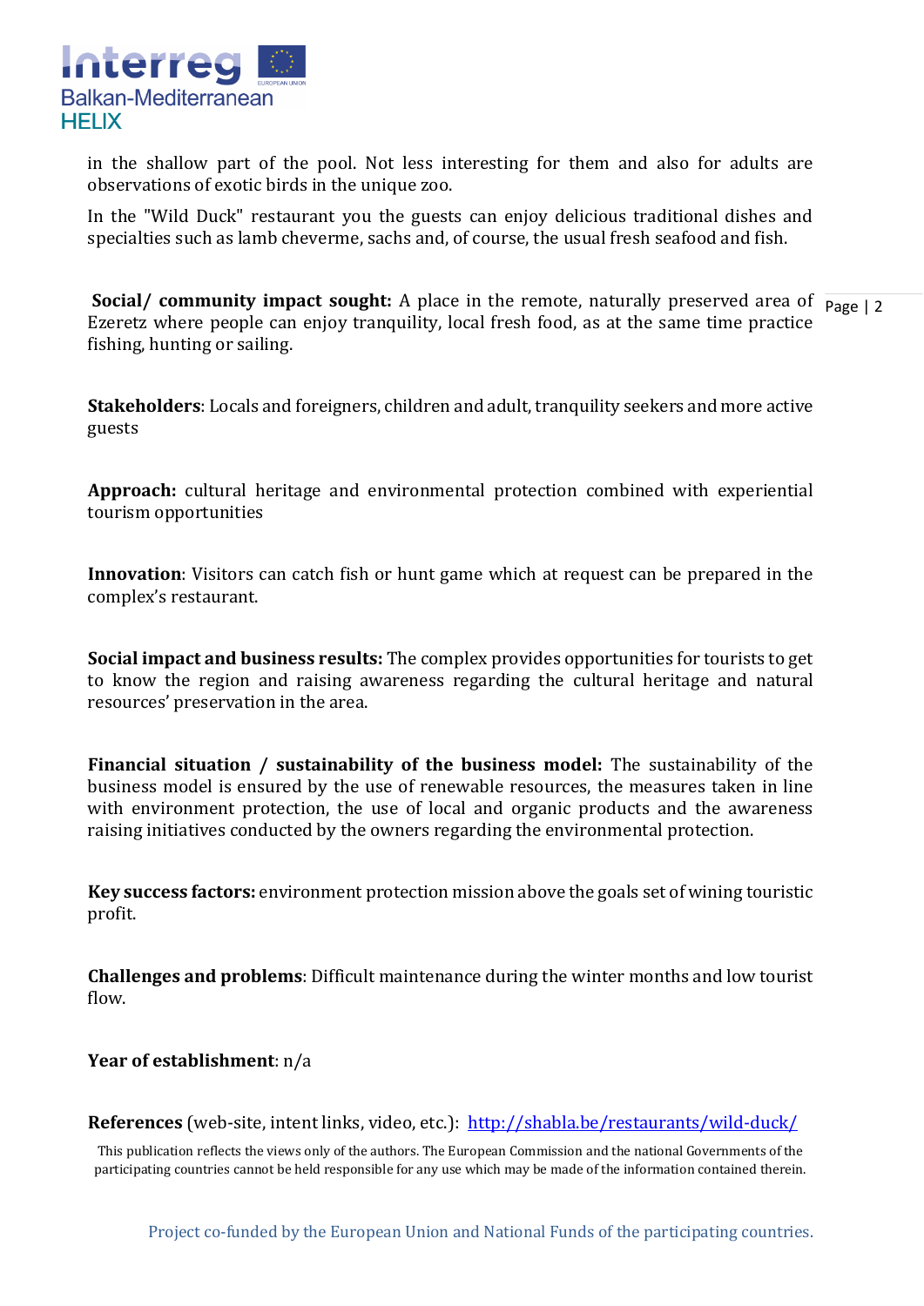in the shallow part of the pool. Not less interesting for them and also for adults are observations of exotic birds in the unique zoo.

In the "Wild Duck" restaurant you the guests can enjoy delicious traditional dishes and specialties such as lamb cheverme, sachs and, of course, the usual fresh seafood and fish.

**Social/ community impact sought:** A place in the remote, naturally preserved area of Ezeretz where people can enjoy tranquility, local fresh food, as at the same time practice fishing, hunting or sailing.

**Stakeholders**: Locals and foreigners, children and adult, tranquility seekers and more active guests

**Approach:** cultural heritage and environmental protection combined with experiential tourism opportunities

**Innovation**: Visitors can catch fish or hunt game which at request can be prepared in the complex's restaurant.

**Social impact and business results:** The complex provides opportunities for tourists to get to know the region and raising awareness regarding the cultural heritage and natural resources' preservation in the area.

**Financial situation / sustainability of the business model:** The sustainability of the business model is ensured by the use of renewable resources, the measures taken in line with environment protection, the use of local and organic products and the awareness raising initiatives conducted by the owners regarding the environmental protection.

**Key success factors:** environment protection mission above the goals set of wining touristic profit.

**Challenges and problems**: Difficult maintenance during the winter months and low tourist flow.

**Year of establishment**: n/a

**References** (web-site, intent links, video, etc.): http://shabla.be/restaurants/wild-duck/

This publication reflects the views only of the authors. The European Commission and the national Governments of the participating countries cannot be held responsible for any use which may be made of the information contained therein.

Project co-funded by the European Union and National Funds of the participating countries.